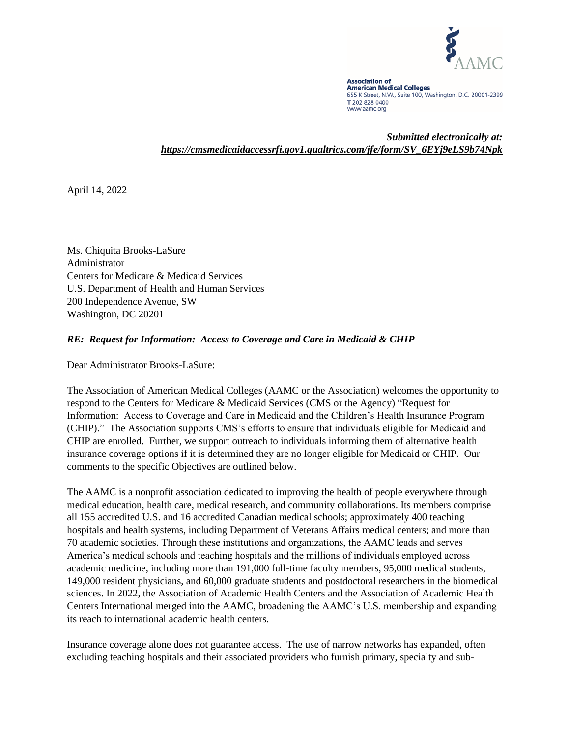AAMC

**Association of American Medical Colleges**
655 K Street, N.W., Suite 100, Washington, D.C. 20001-2399
T 202 828 0400
www.aamc.org

***Submitted electronically at: https://cmsmedicaidaccessrfi.gov1.qualtrics.com/jfe/form/SV_6EYj9eLS9b74Npk***

April 14, 2022

Ms. Chiquita Brooks-LaSure
Administrator
Centers for Medicare & Medicaid Services
U.S. Department of Health and Human Services
200 Independence Avenue, SW
Washington, DC 20201

***RE: Request for Information: Access to Coverage and Care in Medicaid & CHIP***

Dear Administrator Brooks-LaSure:

The Association of American Medical Colleges (AAMC or the Association) welcomes the opportunity to respond to the Centers for Medicare & Medicaid Services (CMS or the Agency) "Request for Information: Access to Coverage and Care in Medicaid and the Children's Health Insurance Program (CHIP)." The Association supports CMS's efforts to ensure that individuals eligible for Medicaid and CHIP are enrolled. Further, we support outreach to individuals informing them of alternative health insurance coverage options if it is determined they are no longer eligible for Medicaid or CHIP. Our comments to the specific Objectives are outlined below.

The AAMC is a nonprofit association dedicated to improving the health of people everywhere through medical education, health care, medical research, and community collaborations. Its members comprise all 155 accredited U.S. and 16 accredited Canadian medical schools; approximately 400 teaching hospitals and health systems, including Department of Veterans Affairs medical centers; and more than 70 academic societies. Through these institutions and organizations, the AAMC leads and serves America's medical schools and teaching hospitals and the millions of individuals employed across academic medicine, including more than 191,000 full-time faculty members, 95,000 medical students, 149,000 resident physicians, and 60,000 graduate students and postdoctoral researchers in the biomedical sciences. In 2022, the Association of Academic Health Centers and the Association of Academic Health Centers International merged into the AAMC, broadening the AAMC's U.S. membership and expanding its reach to international academic health centers.

Insurance coverage alone does not guarantee access. The use of narrow networks has expanded, often excluding teaching hospitals and their associated providers who furnish primary, specialty and sub-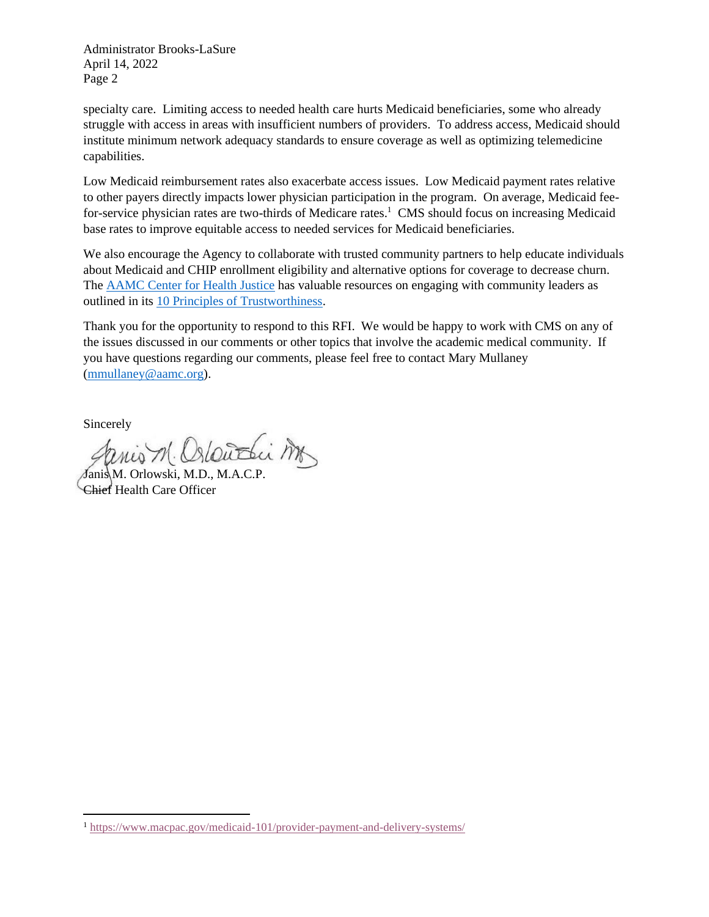specialty care. Limiting access to needed health care hurts Medicaid beneficiaries, some who already struggle with access in areas with insufficient numbers of providers. To address access, Medicaid should institute minimum network adequacy standards to ensure coverage as well as optimizing telemedicine capabilities.

Low Medicaid reimbursement rates also exacerbate access issues. Low Medicaid payment rates relative to other payers directly impacts lower physician participation in the program. On average, Medicaid fee-for-service physician rates are two-thirds of Medicare rates.[1] CMS should focus on increasing Medicaid base rates to improve equitable access to needed services for Medicaid beneficiaries.

We also encourage the Agency to collaborate with trusted community partners to help educate individuals about Medicaid and CHIP enrollment eligibility and alternative options for coverage to decrease churn. The [AAMC Center for Health Justice](#) has valuable resources on engaging with community leaders as outlined in its [10 Principles of Trustworthiness](#).

Thank you for the opportunity to respond to this RFI. We would be happy to work with CMS on any of the issues discussed in our comments or other topics that involve the academic medical community. If you have questions regarding our comments, please feel free to contact Mary Mullaney (mmullaney@aamc.org).

Sincerely

Janis M. Orlowski, M.D., M.A.C.P.
Chief Health Care Officer

---

[1] https://www.macpac.gov/medicaid-101/provider-payment-and-delivery-systems/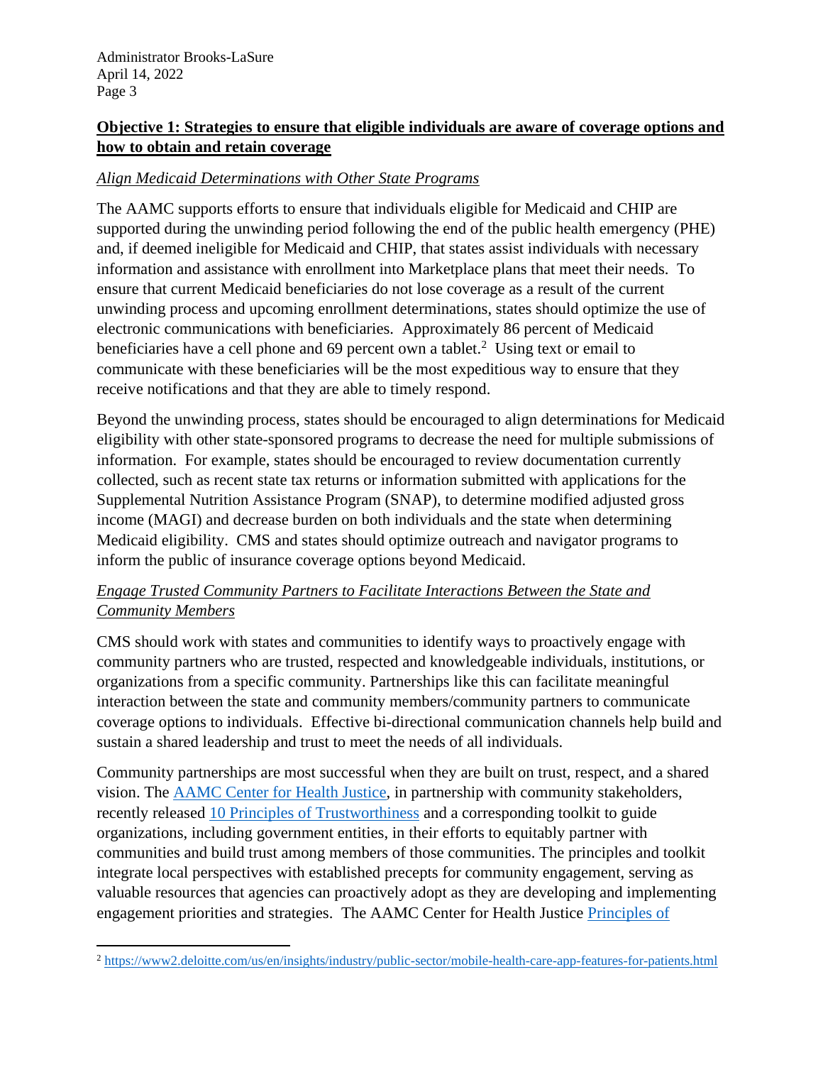**Objective 1: Strategies to ensure that eligible individuals are aware of coverage options and how to obtain and retain coverage**

*Align Medicaid Determinations with Other State Programs*

The AAMC supports efforts to ensure that individuals eligible for Medicaid and CHIP are supported during the unwinding period following the end of the public health emergency (PHE) and, if deemed ineligible for Medicaid and CHIP, that states assist individuals with necessary information and assistance with enrollment into Marketplace plans that meet their needs. To ensure that current Medicaid beneficiaries do not lose coverage as a result of the current unwinding process and upcoming enrollment determinations, states should optimize the use of electronic communications with beneficiaries. Approximately 86 percent of Medicaid beneficiaries have a cell phone and 69 percent own a tablet.[2] Using text or email to communicate with these beneficiaries will be the most expeditious way to ensure that they receive notifications and that they are able to timely respond.

Beyond the unwinding process, states should be encouraged to align determinations for Medicaid eligibility with other state-sponsored programs to decrease the need for multiple submissions of information. For example, states should be encouraged to review documentation currently collected, such as recent state tax returns or information submitted with applications for the Supplemental Nutrition Assistance Program (SNAP), to determine modified adjusted gross income (MAGI) and decrease burden on both individuals and the state when determining Medicaid eligibility. CMS and states should optimize outreach and navigator programs to inform the public of insurance coverage options beyond Medicaid.

*Engage Trusted Community Partners to Facilitate Interactions Between the State and Community Members*

CMS should work with states and communities to identify ways to proactively engage with community partners who are trusted, respected and knowledgeable individuals, institutions, or organizations from a specific community. Partnerships like this can facilitate meaningful interaction between the state and community members/community partners to communicate coverage options to individuals. Effective bi-directional communication channels help build and sustain a shared leadership and trust to meet the needs of all individuals.

Community partnerships are most successful when they are built on trust, respect, and a shared vision. The AAMC Center for Health Justice, in partnership with community stakeholders, recently released 10 Principles of Trustworthiness and a corresponding toolkit to guide organizations, including government entities, in their efforts to equitably partner with communities and build trust among members of those communities. The principles and toolkit integrate local perspectives with established precepts for community engagement, serving as valuable resources that agencies can proactively adopt as they are developing and implementing engagement priorities and strategies. The AAMC Center for Health Justice Principles of

[2] https://www2.deloitte.com/us/en/insights/industry/public-sector/mobile-health-care-app-features-for-patients.html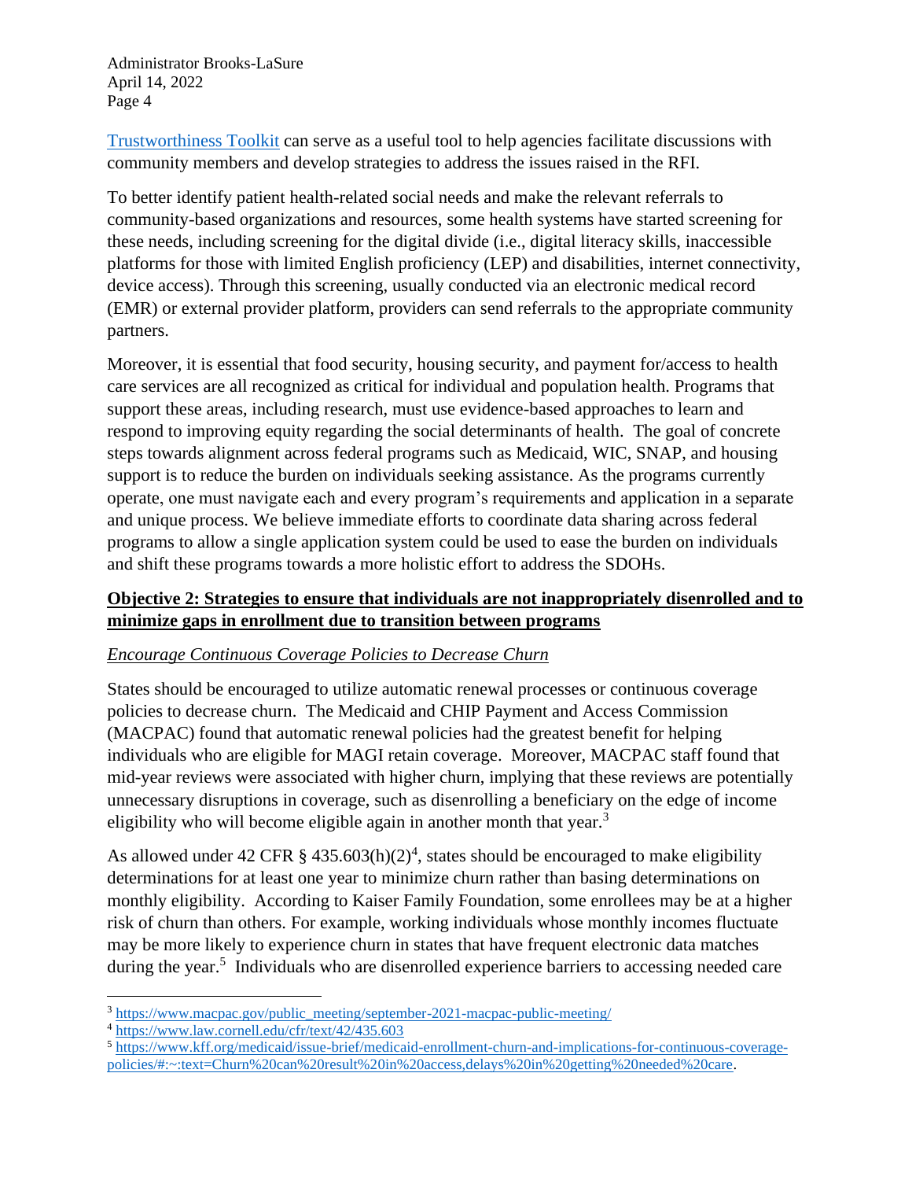Trustworthiness Toolkit can serve as a useful tool to help agencies facilitate discussions with community members and develop strategies to address the issues raised in the RFI.

To better identify patient health-related social needs and make the relevant referrals to community-based organizations and resources, some health systems have started screening for these needs, including screening for the digital divide (i.e., digital literacy skills, inaccessible platforms for those with limited English proficiency (LEP) and disabilities, internet connectivity, device access). Through this screening, usually conducted via an electronic medical record (EMR) or external provider platform, providers can send referrals to the appropriate community partners.

Moreover, it is essential that food security, housing security, and payment for/access to health care services are all recognized as critical for individual and population health. Programs that support these areas, including research, must use evidence-based approaches to learn and respond to improving equity regarding the social determinants of health. The goal of concrete steps towards alignment across federal programs such as Medicaid, WIC, SNAP, and housing support is to reduce the burden on individuals seeking assistance. As the programs currently operate, one must navigate each and every program's requirements and application in a separate and unique process. We believe immediate efforts to coordinate data sharing across federal programs to allow a single application system could be used to ease the burden on individuals and shift these programs towards a more holistic effort to address the SDOHs.

## Objective 2: Strategies to ensure that individuals are not inappropriately disenrolled and to minimize gaps in enrollment due to transition between programs

### *Encourage Continuous Coverage Policies to Decrease Churn*

States should be encouraged to utilize automatic renewal processes or continuous coverage policies to decrease churn. The Medicaid and CHIP Payment and Access Commission (MACPAC) found that automatic renewal policies had the greatest benefit for helping individuals who are eligible for MAGI retain coverage. Moreover, MACPAC staff found that mid-year reviews were associated with higher churn, implying that these reviews are potentially unnecessary disruptions in coverage, such as disenrolling a beneficiary on the edge of income eligibility who will become eligible again in another month that year.[3]

As allowed under 42 CFR § 435.603(h)(2)[4], states should be encouraged to make eligibility determinations for at least one year to minimize churn rather than basing determinations on monthly eligibility. According to Kaiser Family Foundation, some enrollees may be at a higher risk of churn than others. For example, working individuals whose monthly incomes fluctuate may be more likely to experience churn in states that have frequent electronic data matches during the year.[5] Individuals who are disenrolled experience barriers to accessing needed care

---

[3] https://www.macpac.gov/public_meeting/september-2021-macpac-public-meeting/

[4] https://www.law.cornell.edu/cfr/text/42/435.603

[5] https://www.kff.org/medicaid/issue-brief/medicaid-enrollment-churn-and-implications-for-continuous-coverage-policies/#:~:text=Churn%20can%20result%20in%20access,delays%20in%20getting%20needed%20care.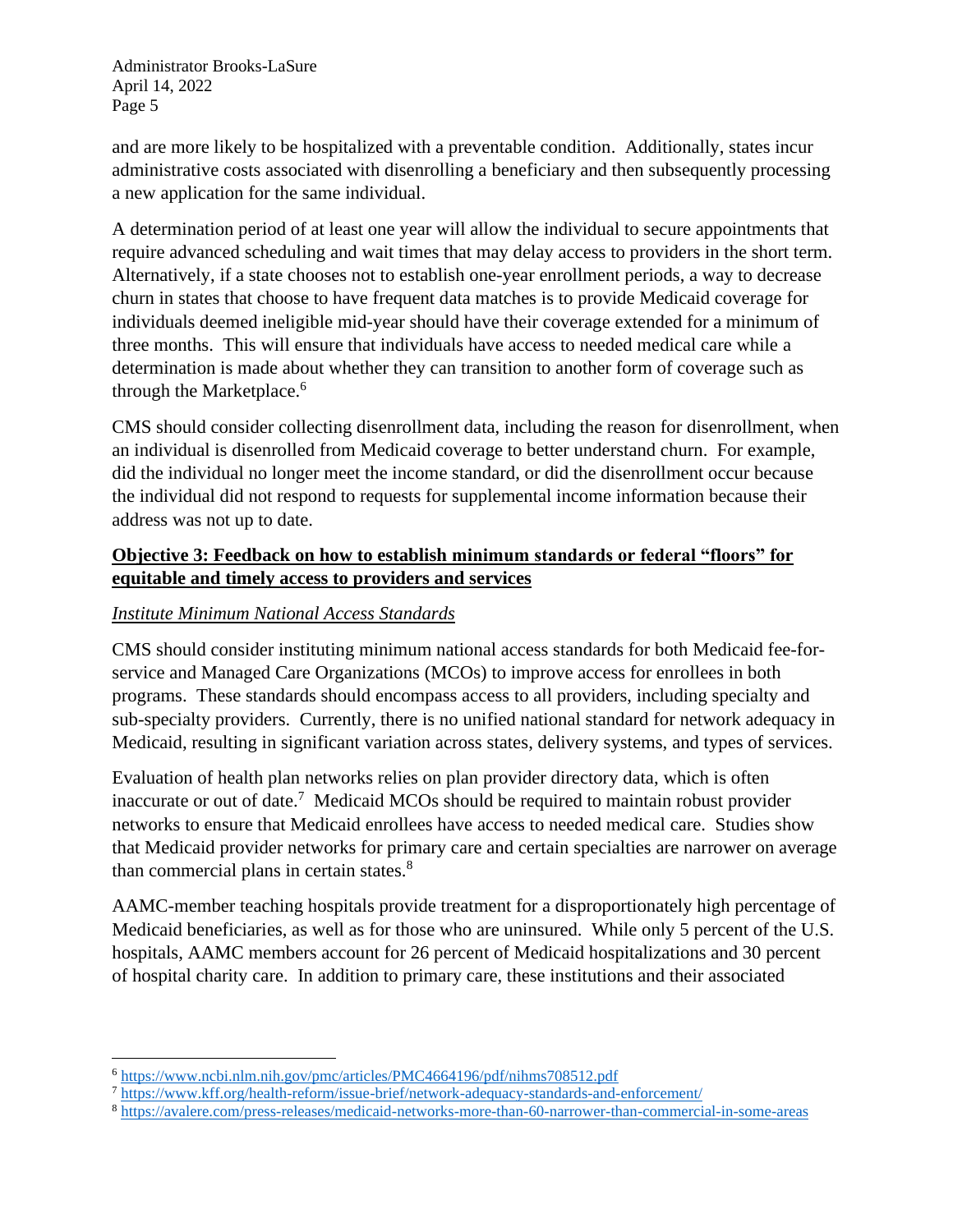and are more likely to be hospitalized with a preventable condition. Additionally, states incur administrative costs associated with disenrolling a beneficiary and then subsequently processing a new application for the same individual.

A determination period of at least one year will allow the individual to secure appointments that require advanced scheduling and wait times that may delay access to providers in the short term. Alternatively, if a state chooses not to establish one-year enrollment periods, a way to decrease churn in states that choose to have frequent data matches is to provide Medicaid coverage for individuals deemed ineligible mid-year should have their coverage extended for a minimum of three months. This will ensure that individuals have access to needed medical care while a determination is made about whether they can transition to another form of coverage such as through the Marketplace.[6]

CMS should consider collecting disenrollment data, including the reason for disenrollment, when an individual is disenrolled from Medicaid coverage to better understand churn. For example, did the individual no longer meet the income standard, or did the disenrollment occur because the individual did not respond to requests for supplemental income information because their address was not up to date.

**Objective 3: Feedback on how to establish minimum standards or federal "floors" for equitable and timely access to providers and services**

*Institute Minimum National Access Standards*

CMS should consider instituting minimum national access standards for both Medicaid fee-for-service and Managed Care Organizations (MCOs) to improve access for enrollees in both programs. These standards should encompass access to all providers, including specialty and sub-specialty providers. Currently, there is no unified national standard for network adequacy in Medicaid, resulting in significant variation across states, delivery systems, and types of services.

Evaluation of health plan networks relies on plan provider directory data, which is often inaccurate or out of date.[7] Medicaid MCOs should be required to maintain robust provider networks to ensure that Medicaid enrollees have access to needed medical care. Studies show that Medicaid provider networks for primary care and certain specialties are narrower on average than commercial plans in certain states.[8]

AAMC-member teaching hospitals provide treatment for a disproportionately high percentage of Medicaid beneficiaries, as well as for those who are uninsured. While only 5 percent of the U.S. hospitals, AAMC members account for 26 percent of Medicaid hospitalizations and 30 percent of hospital charity care. In addition to primary care, these institutions and their associated

---

[6] https://www.ncbi.nlm.nih.gov/pmc/articles/PMC4664196/pdf/nihms708512.pdf

[7] https://www.kff.org/health-reform/issue-brief/network-adequacy-standards-and-enforcement/

[8] https://avalere.com/press-releases/medicaid-networks-more-than-60-narrower-than-commercial-in-some-areas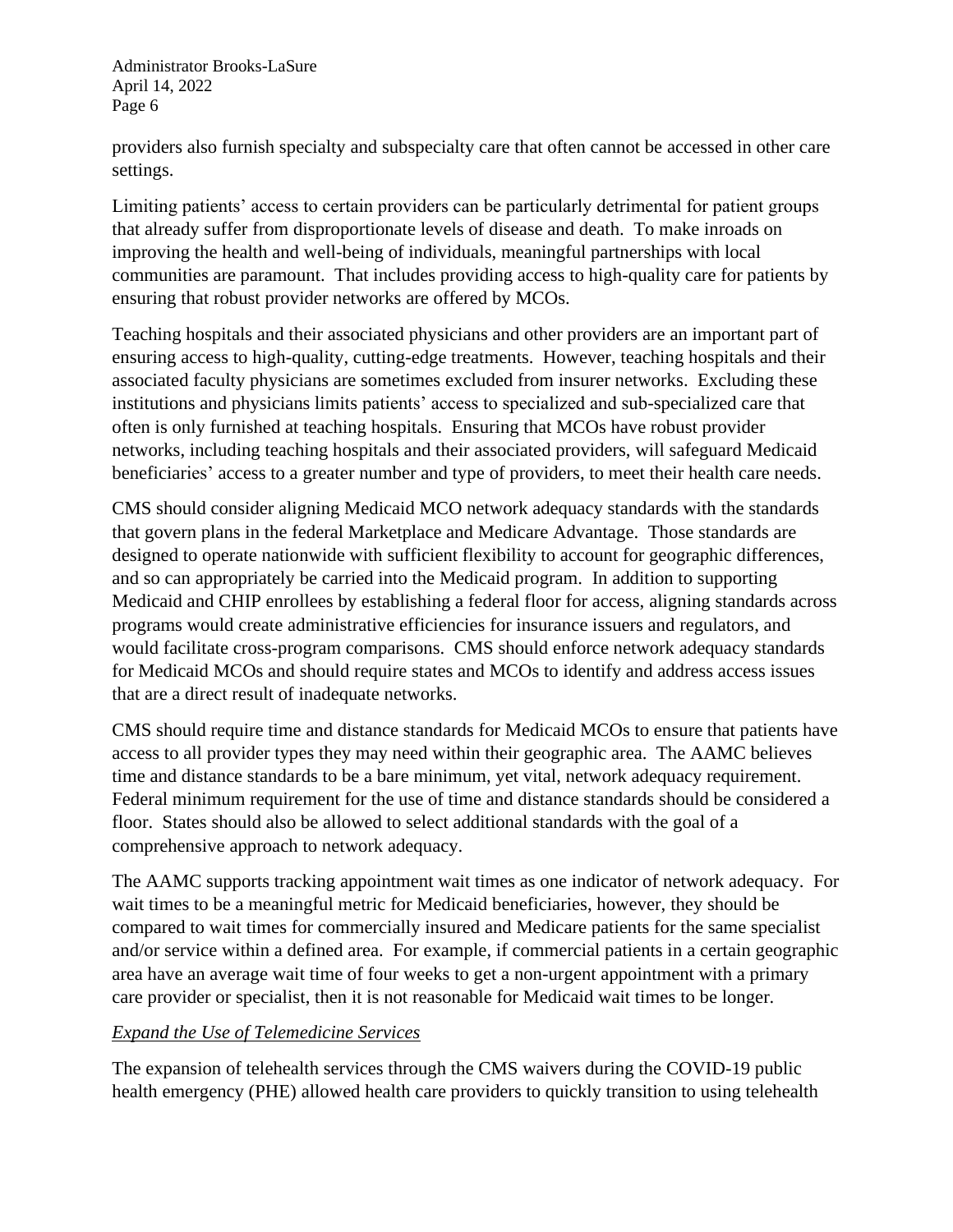providers also furnish specialty and subspecialty care that often cannot be accessed in other care settings.

Limiting patients' access to certain providers can be particularly detrimental for patient groups that already suffer from disproportionate levels of disease and death. To make inroads on improving the health and well-being of individuals, meaningful partnerships with local communities are paramount. That includes providing access to high-quality care for patients by ensuring that robust provider networks are offered by MCOs.

Teaching hospitals and their associated physicians and other providers are an important part of ensuring access to high-quality, cutting-edge treatments. However, teaching hospitals and their associated faculty physicians are sometimes excluded from insurer networks. Excluding these institutions and physicians limits patients' access to specialized and sub-specialized care that often is only furnished at teaching hospitals. Ensuring that MCOs have robust provider networks, including teaching hospitals and their associated providers, will safeguard Medicaid beneficiaries' access to a greater number and type of providers, to meet their health care needs.

CMS should consider aligning Medicaid MCO network adequacy standards with the standards that govern plans in the federal Marketplace and Medicare Advantage. Those standards are designed to operate nationwide with sufficient flexibility to account for geographic differences, and so can appropriately be carried into the Medicaid program. In addition to supporting Medicaid and CHIP enrollees by establishing a federal floor for access, aligning standards across programs would create administrative efficiencies for insurance issuers and regulators, and would facilitate cross-program comparisons. CMS should enforce network adequacy standards for Medicaid MCOs and should require states and MCOs to identify and address access issues that are a direct result of inadequate networks.

CMS should require time and distance standards for Medicaid MCOs to ensure that patients have access to all provider types they may need within their geographic area. The AAMC believes time and distance standards to be a bare minimum, yet vital, network adequacy requirement. Federal minimum requirement for the use of time and distance standards should be considered a floor. States should also be allowed to select additional standards with the goal of a comprehensive approach to network adequacy.

The AAMC supports tracking appointment wait times as one indicator of network adequacy. For wait times to be a meaningful metric for Medicaid beneficiaries, however, they should be compared to wait times for commercially insured and Medicare patients for the same specialist and/or service within a defined area. For example, if commercial patients in a certain geographic area have an average wait time of four weeks to get a non-urgent appointment with a primary care provider or specialist, then it is not reasonable for Medicaid wait times to be longer.

*Expand the Use of Telemedicine Services*

The expansion of telehealth services through the CMS waivers during the COVID-19 public health emergency (PHE) allowed health care providers to quickly transition to using telehealth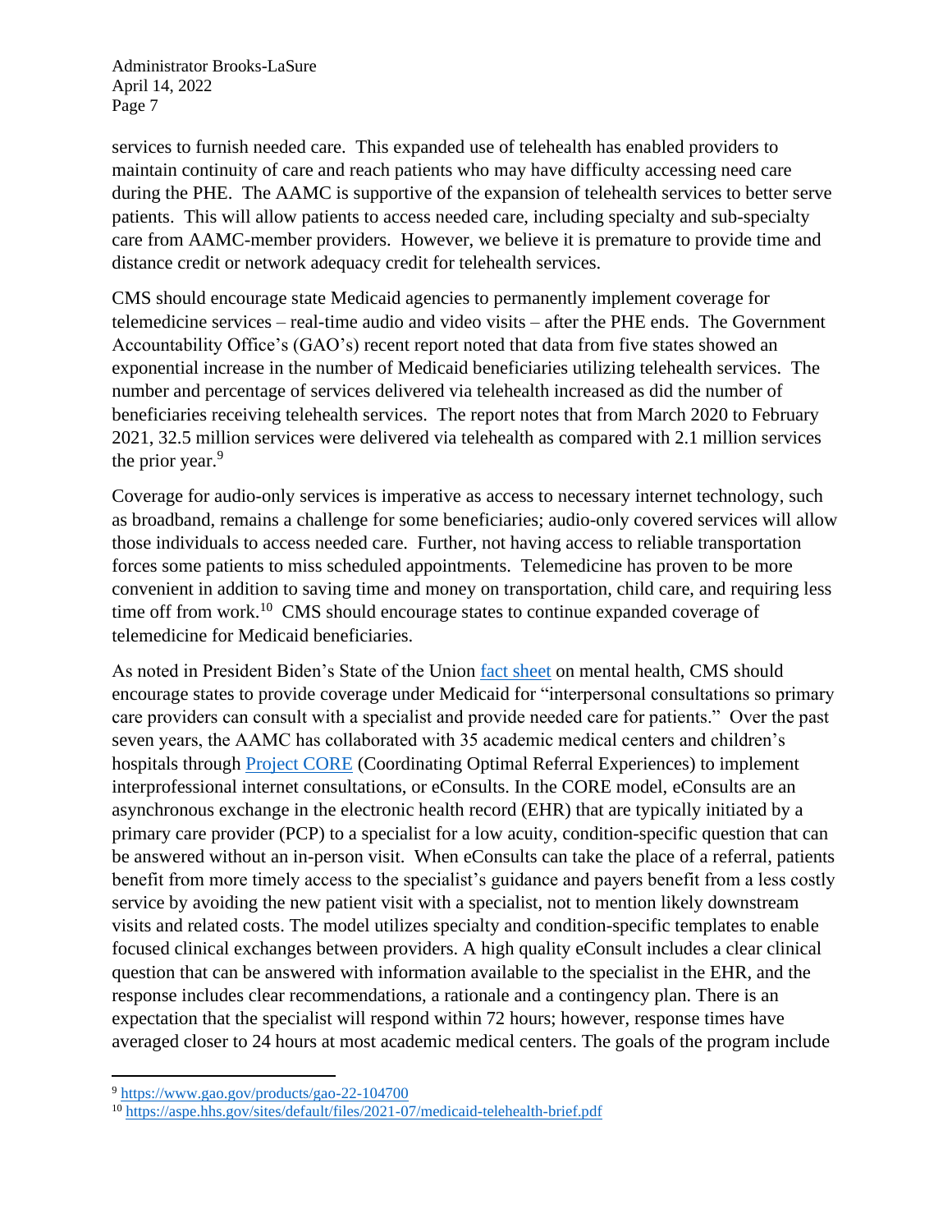services to furnish needed care. This expanded use of telehealth has enabled providers to maintain continuity of care and reach patients who may have difficulty accessing need care during the PHE. The AAMC is supportive of the expansion of telehealth services to better serve patients. This will allow patients to access needed care, including specialty and sub-specialty care from AAMC-member providers. However, we believe it is premature to provide time and distance credit or network adequacy credit for telehealth services.

CMS should encourage state Medicaid agencies to permanently implement coverage for telemedicine services – real-time audio and video visits – after the PHE ends. The Government Accountability Office's (GAO's) recent report noted that data from five states showed an exponential increase in the number of Medicaid beneficiaries utilizing telehealth services. The number and percentage of services delivered via telehealth increased as did the number of beneficiaries receiving telehealth services. The report notes that from March 2020 to February 2021, 32.5 million services were delivered via telehealth as compared with 2.1 million services the prior year.[9]

Coverage for audio-only services is imperative as access to necessary internet technology, such as broadband, remains a challenge for some beneficiaries; audio-only covered services will allow those individuals to access needed care. Further, not having access to reliable transportation forces some patients to miss scheduled appointments. Telemedicine has proven to be more convenient in addition to saving time and money on transportation, child care, and requiring less time off from work.[10] CMS should encourage states to continue expanded coverage of telemedicine for Medicaid beneficiaries.

As noted in President Biden's State of the Union fact sheet on mental health, CMS should encourage states to provide coverage under Medicaid for "interpersonal consultations so primary care providers can consult with a specialist and provide needed care for patients." Over the past seven years, the AAMC has collaborated with 35 academic medical centers and children's hospitals through Project CORE (Coordinating Optimal Referral Experiences) to implement interprofessional internet consultations, or eConsults. In the CORE model, eConsults are an asynchronous exchange in the electronic health record (EHR) that are typically initiated by a primary care provider (PCP) to a specialist for a low acuity, condition-specific question that can be answered without an in-person visit. When eConsults can take the place of a referral, patients benefit from more timely access to the specialist's guidance and payers benefit from a less costly service by avoiding the new patient visit with a specialist, not to mention likely downstream visits and related costs. The model utilizes specialty and condition-specific templates to enable focused clinical exchanges between providers. A high quality eConsult includes a clear clinical question that can be answered with information available to the specialist in the EHR, and the response includes clear recommendations, a rationale and a contingency plan. There is an expectation that the specialist will respond within 72 hours; however, response times have averaged closer to 24 hours at most academic medical centers. The goals of the program include

[9] https://www.gao.gov/products/gao-22-104700

[10] https://aspe.hhs.gov/sites/default/files/2021-07/medicaid-telehealth-brief.pdf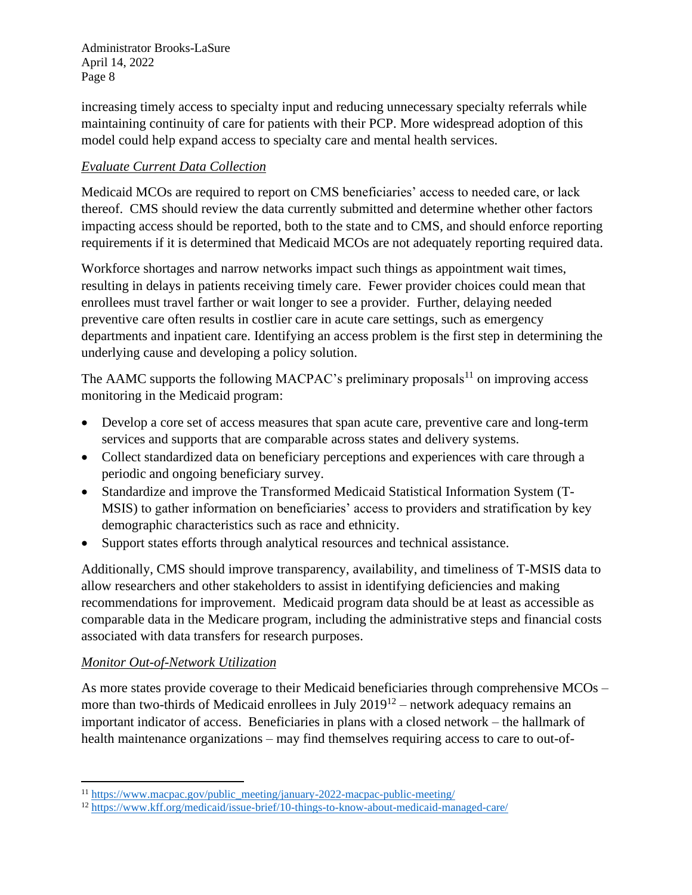increasing timely access to specialty input and reducing unnecessary specialty referrals while maintaining continuity of care for patients with their PCP. More widespread adoption of this model could help expand access to specialty care and mental health services.

*Evaluate Current Data Collection*

Medicaid MCOs are required to report on CMS beneficiaries' access to needed care, or lack thereof. CMS should review the data currently submitted and determine whether other factors impacting access should be reported, both to the state and to CMS, and should enforce reporting requirements if it is determined that Medicaid MCOs are not adequately reporting required data.

Workforce shortages and narrow networks impact such things as appointment wait times, resulting in delays in patients receiving timely care. Fewer provider choices could mean that enrollees must travel farther or wait longer to see a provider. Further, delaying needed preventive care often results in costlier care in acute care settings, such as emergency departments and inpatient care. Identifying an access problem is the first step in determining the underlying cause and developing a policy solution.

The AAMC supports the following MACPAC's preliminary proposals[11] on improving access monitoring in the Medicaid program:

- Develop a core set of access measures that span acute care, preventive care and long-term services and supports that are comparable across states and delivery systems.
- Collect standardized data on beneficiary perceptions and experiences with care through a periodic and ongoing beneficiary survey.
- Standardize and improve the Transformed Medicaid Statistical Information System (T-MSIS) to gather information on beneficiaries' access to providers and stratification by key demographic characteristics such as race and ethnicity.
- Support states efforts through analytical resources and technical assistance.

Additionally, CMS should improve transparency, availability, and timeliness of T-MSIS data to allow researchers and other stakeholders to assist in identifying deficiencies and making recommendations for improvement. Medicaid program data should be at least as accessible as comparable data in the Medicare program, including the administrative steps and financial costs associated with data transfers for research purposes.

*Monitor Out-of-Network Utilization*

As more states provide coverage to their Medicaid beneficiaries through comprehensive MCOs – more than two-thirds of Medicaid enrollees in July 2019[12] – network adequacy remains an important indicator of access. Beneficiaries in plans with a closed network – the hallmark of health maintenance organizations – may find themselves requiring access to care to out-of-

---

[11] https://www.macpac.gov/public_meeting/january-2022-macpac-public-meeting/

[12] https://www.kff.org/medicaid/issue-brief/10-things-to-know-about-medicaid-managed-care/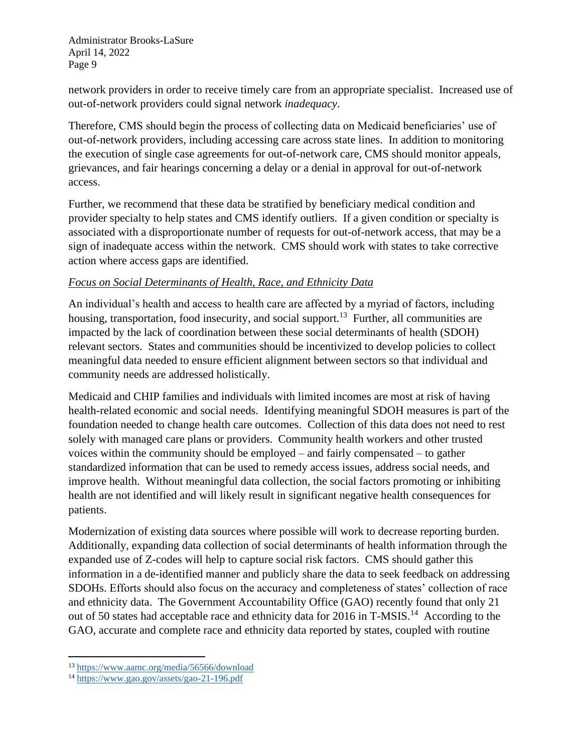network providers in order to receive timely care from an appropriate specialist. Increased use of out-of-network providers could signal network *inadequacy*.

Therefore, CMS should begin the process of collecting data on Medicaid beneficiaries' use of out-of-network providers, including accessing care across state lines. In addition to monitoring the execution of single case agreements for out-of-network care, CMS should monitor appeals, grievances, and fair hearings concerning a delay or a denial in approval for out-of-network access.

Further, we recommend that these data be stratified by beneficiary medical condition and provider specialty to help states and CMS identify outliers. If a given condition or specialty is associated with a disproportionate number of requests for out-of-network access, that may be a sign of inadequate access within the network. CMS should work with states to take corrective action where access gaps are identified.

*Focus on Social Determinants of Health, Race, and Ethnicity Data*

An individual's health and access to health care are affected by a myriad of factors, including housing, transportation, food insecurity, and social support.[13] Further, all communities are impacted by the lack of coordination between these social determinants of health (SDOH) relevant sectors. States and communities should be incentivized to develop policies to collect meaningful data needed to ensure efficient alignment between sectors so that individual and community needs are addressed holistically.

Medicaid and CHIP families and individuals with limited incomes are most at risk of having health-related economic and social needs. Identifying meaningful SDOH measures is part of the foundation needed to change health care outcomes. Collection of this data does not need to rest solely with managed care plans or providers. Community health workers and other trusted voices within the community should be employed – and fairly compensated – to gather standardized information that can be used to remedy access issues, address social needs, and improve health. Without meaningful data collection, the social factors promoting or inhibiting health are not identified and will likely result in significant negative health consequences for patients.

Modernization of existing data sources where possible will work to decrease reporting burden. Additionally, expanding data collection of social determinants of health information through the expanded use of Z-codes will help to capture social risk factors. CMS should gather this information in a de-identified manner and publicly share the data to seek feedback on addressing SDOHs. Efforts should also focus on the accuracy and completeness of states' collection of race and ethnicity data. The Government Accountability Office (GAO) recently found that only 21 out of 50 states had acceptable race and ethnicity data for 2016 in T-MSIS.[14] According to the GAO, accurate and complete race and ethnicity data reported by states, coupled with routine

---

[13] https://www.aamc.org/media/56566/download

[14] https://www.gao.gov/assets/gao-21-196.pdf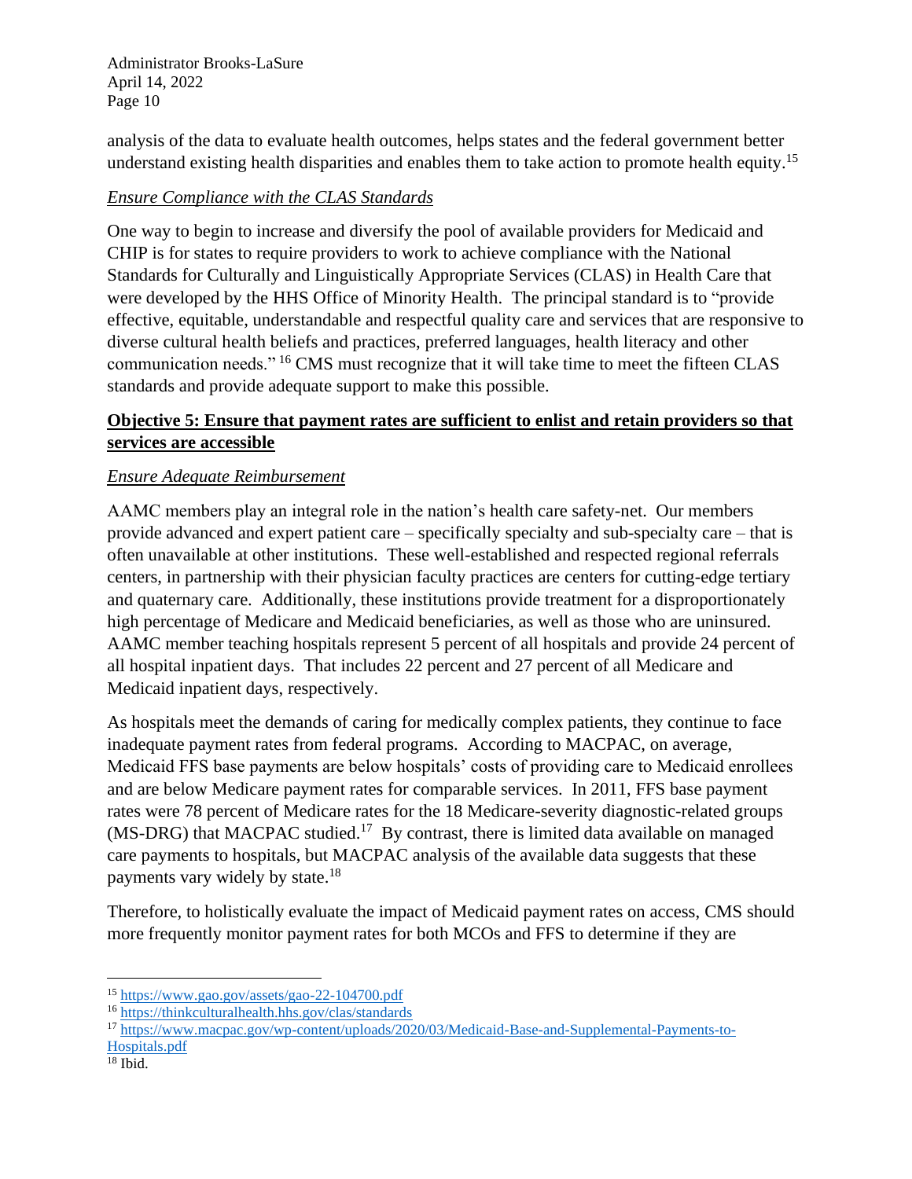analysis of the data to evaluate health outcomes, helps states and the federal government better understand existing health disparities and enables them to take action to promote health equity.[15]

*Ensure Compliance with the CLAS Standards*

One way to begin to increase and diversify the pool of available providers for Medicaid and CHIP is for states to require providers to work to achieve compliance with the National Standards for Culturally and Linguistically Appropriate Services (CLAS) in Health Care that were developed by the HHS Office of Minority Health. The principal standard is to "provide effective, equitable, understandable and respectful quality care and services that are responsive to diverse cultural health beliefs and practices, preferred languages, health literacy and other communication needs."[16] CMS must recognize that it will take time to meet the fifteen CLAS standards and provide adequate support to make this possible.

**Objective 5: Ensure that payment rates are sufficient to enlist and retain providers so that services are accessible**

*Ensure Adequate Reimbursement*

AAMC members play an integral role in the nation's health care safety-net. Our members provide advanced and expert patient care – specifically specialty and sub-specialty care – that is often unavailable at other institutions. These well-established and respected regional referrals centers, in partnership with their physician faculty practices are centers for cutting-edge tertiary and quaternary care. Additionally, these institutions provide treatment for a disproportionately high percentage of Medicare and Medicaid beneficiaries, as well as those who are uninsured. AAMC member teaching hospitals represent 5 percent of all hospitals and provide 24 percent of all hospital inpatient days. That includes 22 percent and 27 percent of all Medicare and Medicaid inpatient days, respectively.

As hospitals meet the demands of caring for medically complex patients, they continue to face inadequate payment rates from federal programs. According to MACPAC, on average, Medicaid FFS base payments are below hospitals' costs of providing care to Medicaid enrollees and are below Medicare payment rates for comparable services. In 2011, FFS base payment rates were 78 percent of Medicare rates for the 18 Medicare-severity diagnostic-related groups (MS-DRG) that MACPAC studied.[17] By contrast, there is limited data available on managed care payments to hospitals, but MACPAC analysis of the available data suggests that these payments vary widely by state.[18]

Therefore, to holistically evaluate the impact of Medicaid payment rates on access, CMS should more frequently monitor payment rates for both MCOs and FFS to determine if they are

---

[15] https://www.gao.gov/assets/gao-22-104700.pdf

[16] https://thinkculturalhealth.hhs.gov/clas/standards

[17] https://www.macpac.gov/wp-content/uploads/2020/03/Medicaid-Base-and-Supplemental-Payments-to-Hospitals.pdf

[18] Ibid.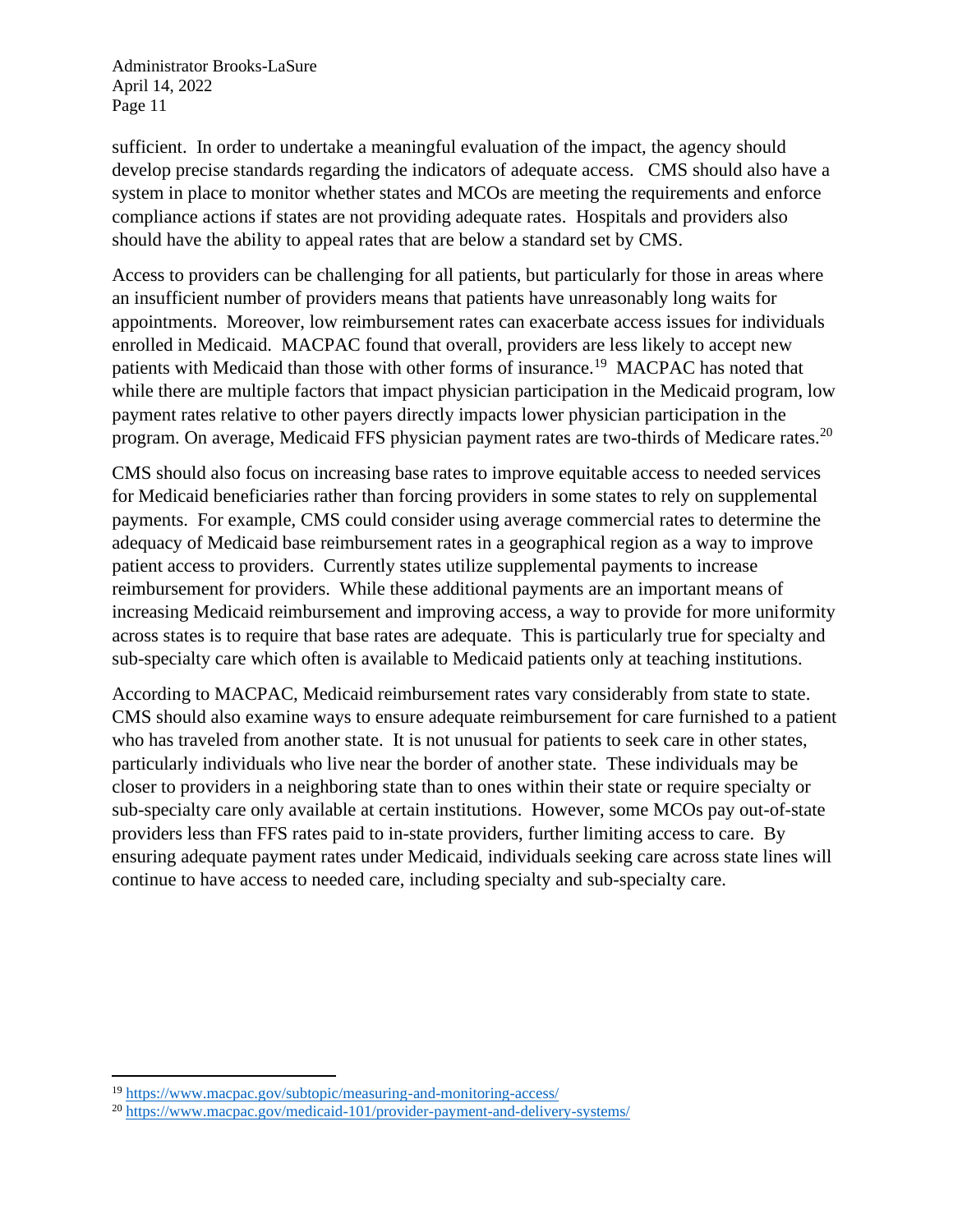sufficient. In order to undertake a meaningful evaluation of the impact, the agency should develop precise standards regarding the indicators of adequate access. CMS should also have a system in place to monitor whether states and MCOs are meeting the requirements and enforce compliance actions if states are not providing adequate rates. Hospitals and providers also should have the ability to appeal rates that are below a standard set by CMS.

Access to providers can be challenging for all patients, but particularly for those in areas where an insufficient number of providers means that patients have unreasonably long waits for appointments. Moreover, low reimbursement rates can exacerbate access issues for individuals enrolled in Medicaid. MACPAC found that overall, providers are less likely to accept new patients with Medicaid than those with other forms of insurance.[19] MACPAC has noted that while there are multiple factors that impact physician participation in the Medicaid program, low payment rates relative to other payers directly impacts lower physician participation in the program. On average, Medicaid FFS physician payment rates are two-thirds of Medicare rates.[20]

CMS should also focus on increasing base rates to improve equitable access to needed services for Medicaid beneficiaries rather than forcing providers in some states to rely on supplemental payments. For example, CMS could consider using average commercial rates to determine the adequacy of Medicaid base reimbursement rates in a geographical region as a way to improve patient access to providers. Currently states utilize supplemental payments to increase reimbursement for providers. While these additional payments are an important means of increasing Medicaid reimbursement and improving access, a way to provide for more uniformity across states is to require that base rates are adequate. This is particularly true for specialty and sub-specialty care which often is available to Medicaid patients only at teaching institutions.

According to MACPAC, Medicaid reimbursement rates vary considerably from state to state. CMS should also examine ways to ensure adequate reimbursement for care furnished to a patient who has traveled from another state. It is not unusual for patients to seek care in other states, particularly individuals who live near the border of another state. These individuals may be closer to providers in a neighboring state than to ones within their state or require specialty or sub-specialty care only available at certain institutions. However, some MCOs pay out-of-state providers less than FFS rates paid to in-state providers, further limiting access to care. By ensuring adequate payment rates under Medicaid, individuals seeking care across state lines will continue to have access to needed care, including specialty and sub-specialty care.

---

[19] https://www.macpac.gov/subtopic/measuring-and-monitoring-access/

[20] https://www.macpac.gov/medicaid-101/provider-payment-and-delivery-systems/